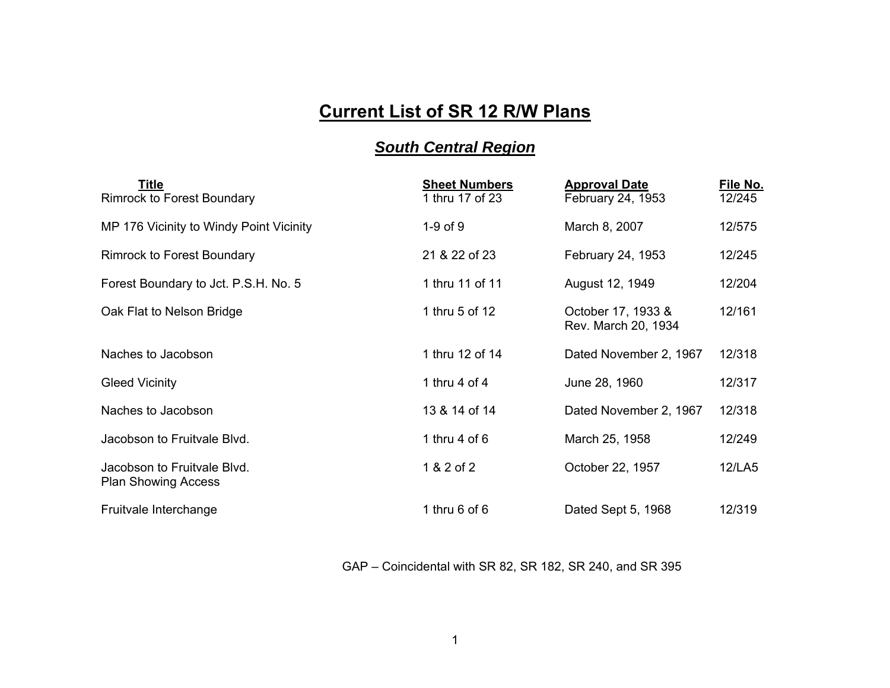# Current List of SR 12 R/W Plans

## *South Central Region*

| Title | Sheet Numbers | Approval Date | File No. |
|---|---|---|---|
| Rimrock to Forest Boundary | 1 thru 17 of 23 | February 24, 1953 | 12/245 |
| MP 176 Vicinity to Windy Point Vicinity | 1-9 of 9 | March 8, 2007 | 12/575 |
| Rimrock to Forest Boundary | 21 & 22 of 23 | February 24, 1953 | 12/245 |
| Forest Boundary to Jct. P.S.H. No. 5 | 1 thru 11 of 11 | August 12, 1949 | 12/204 |
| Oak Flat to Nelson Bridge | 1 thru 5 of 12 | October 17, 1933 & Rev. March 20, 1934 | 12/161 |
| Naches to Jacobson | 1 thru 12 of 14 | Dated November 2, 1967 | 12/318 |
| Gleed Vicinity | 1 thru 4 of 4 | June 28, 1960 | 12/317 |
| Naches to Jacobson | 13 & 14 of 14 | Dated November 2, 1967 | 12/318 |
| Jacobson to Fruitvale Blvd. | 1 thru 4 of 6 | March 25, 1958 | 12/249 |
| Jacobson to Fruitvale Blvd. Plan Showing Access | 1 & 2 of 2 | October 22, 1957 | 12/LA5 |
| Fruitvale Interchange | 1 thru 6 of 6 | Dated Sept 5, 1968 | 12/319 |

GAP – Coincidental with SR 82, SR 182, SR 240, and SR 395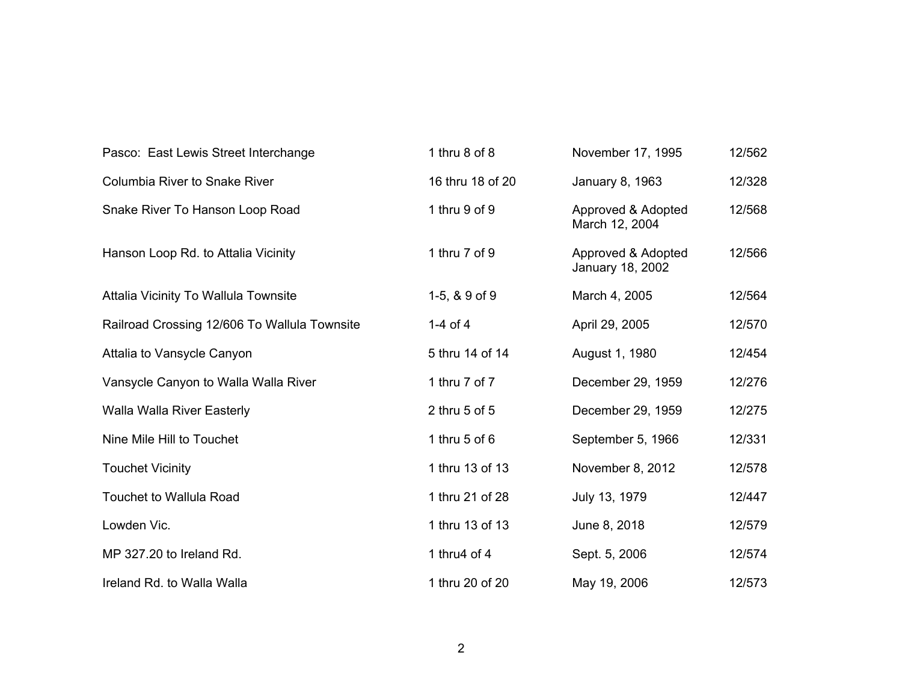| | | | |
|---|---|---|---|
| Pasco: East Lewis Street Interchange | 1 thru 8 of 8 | November 17, 1995 | 12/562 |
| Columbia River to Snake River | 16 thru 18 of 20 | January 8, 1963 | 12/328 |
| Snake River To Hanson Loop Road | 1 thru 9 of 9 | Approved & Adopted March 12, 2004 | 12/568 |
| Hanson Loop Rd. to Attalia Vicinity | 1 thru 7 of 9 | Approved & Adopted January 18, 2002 | 12/566 |
| Attalia Vicinity To Wallula Townsite | 1-5, & 9 of 9 | March 4, 2005 | 12/564 |
| Railroad Crossing 12/606 To Wallula Townsite | 1-4 of 4 | April 29, 2005 | 12/570 |
| Attalia to Vansycle Canyon | 5 thru 14 of 14 | August 1, 1980 | 12/454 |
| Vansycle Canyon to Walla Walla River | 1 thru 7 of 7 | December 29, 1959 | 12/276 |
| Walla Walla River Easterly | 2 thru 5 of 5 | December 29, 1959 | 12/275 |
| Nine Mile Hill to Touchet | 1 thru 5 of 6 | September 5, 1966 | 12/331 |
| Touchet Vicinity | 1 thru 13 of 13 | November 8, 2012 | 12/578 |
| Touchet to Wallula Road | 1 thru 21 of 28 | July 13, 1979 | 12/447 |
| Lowden Vic. | 1 thru 13 of 13 | June 8, 2018 | 12/579 |
| MP 327.20 to Ireland Rd. | 1 thru4 of 4 | Sept. 5, 2006 | 12/574 |
| Ireland Rd. to Walla Walla | 1 thru 20 of 20 | May 19, 2006 | 12/573 |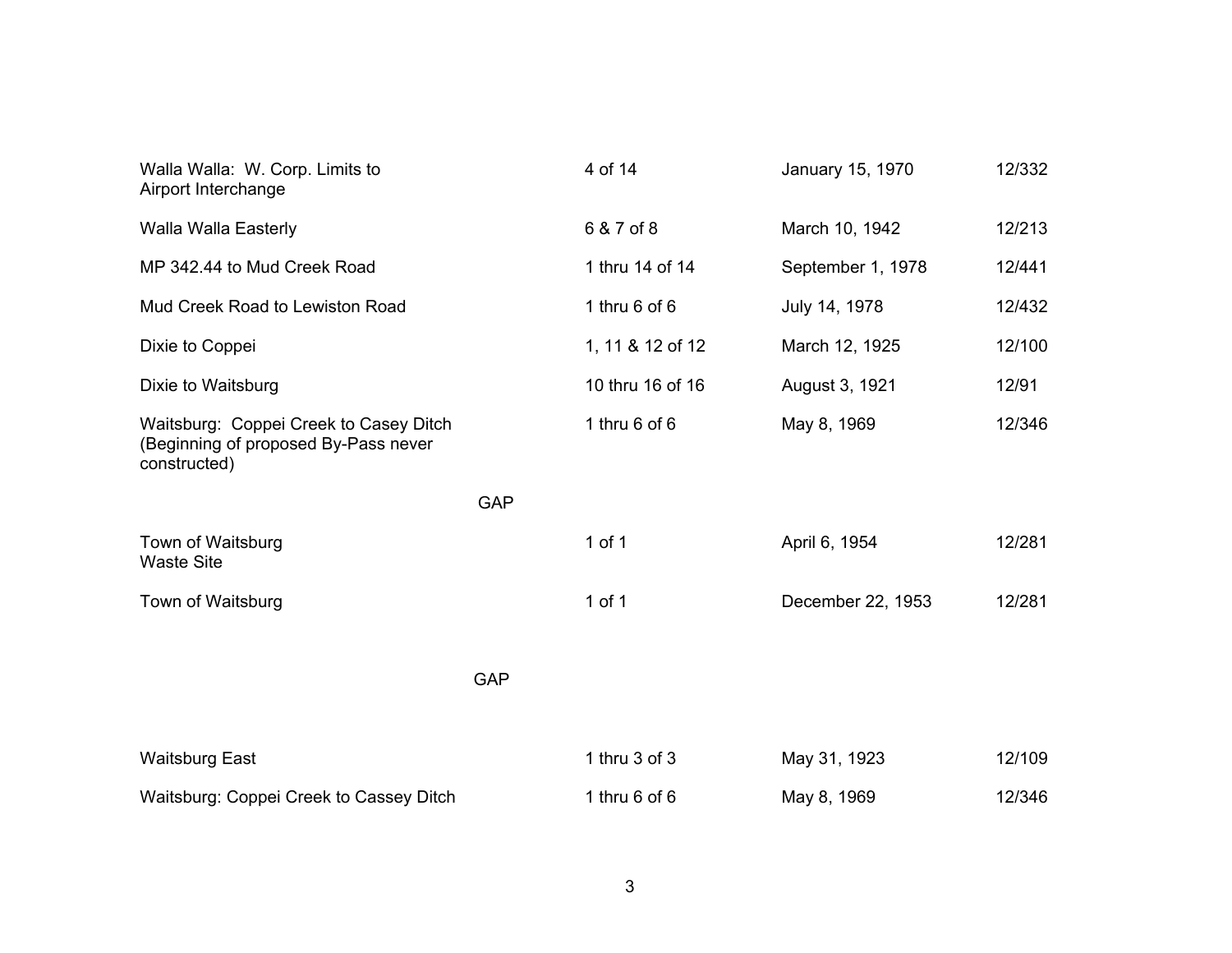| | | | |
|---|---|---|---|
| Walla Walla: W. Corp. Limits to Airport Interchange | 4 of 14 | January 15, 1970 | 12/332 |
| Walla Walla Easterly | 6 & 7 of 8 | March 10, 1942 | 12/213 |
| MP 342.44 to Mud Creek Road | 1 thru 14 of 14 | September 1, 1978 | 12/441 |
| Mud Creek Road to Lewiston Road | 1 thru 6 of 6 | July 14, 1978 | 12/432 |
| Dixie to Coppei | 1, 11 & 12 of 12 | March 12, 1925 | 12/100 |
| Dixie to Waitsburg | 10 thru 16 of 16 | August 3, 1921 | 12/91 |
| Waitsburg: Coppei Creek to Casey Ditch (Beginning of proposed By-Pass never constructed) | 1 thru 6 of 6 | May 8, 1969 | 12/346 |

GAP

| | | | |
|---|---|---|---|
| Town of Waitsburg Waste Site | 1 of 1 | April 6, 1954 | 12/281 |
| Town of Waitsburg | 1 of 1 | December 22, 1953 | 12/281 |

GAP

| | | | |
|---|---|---|---|
| Waitsburg East | 1 thru 3 of 3 | May 31, 1923 | 12/109 |
| Waitsburg: Coppei Creek to Cassey Ditch | 1 thru 6 of 6 | May 8, 1969 | 12/346 |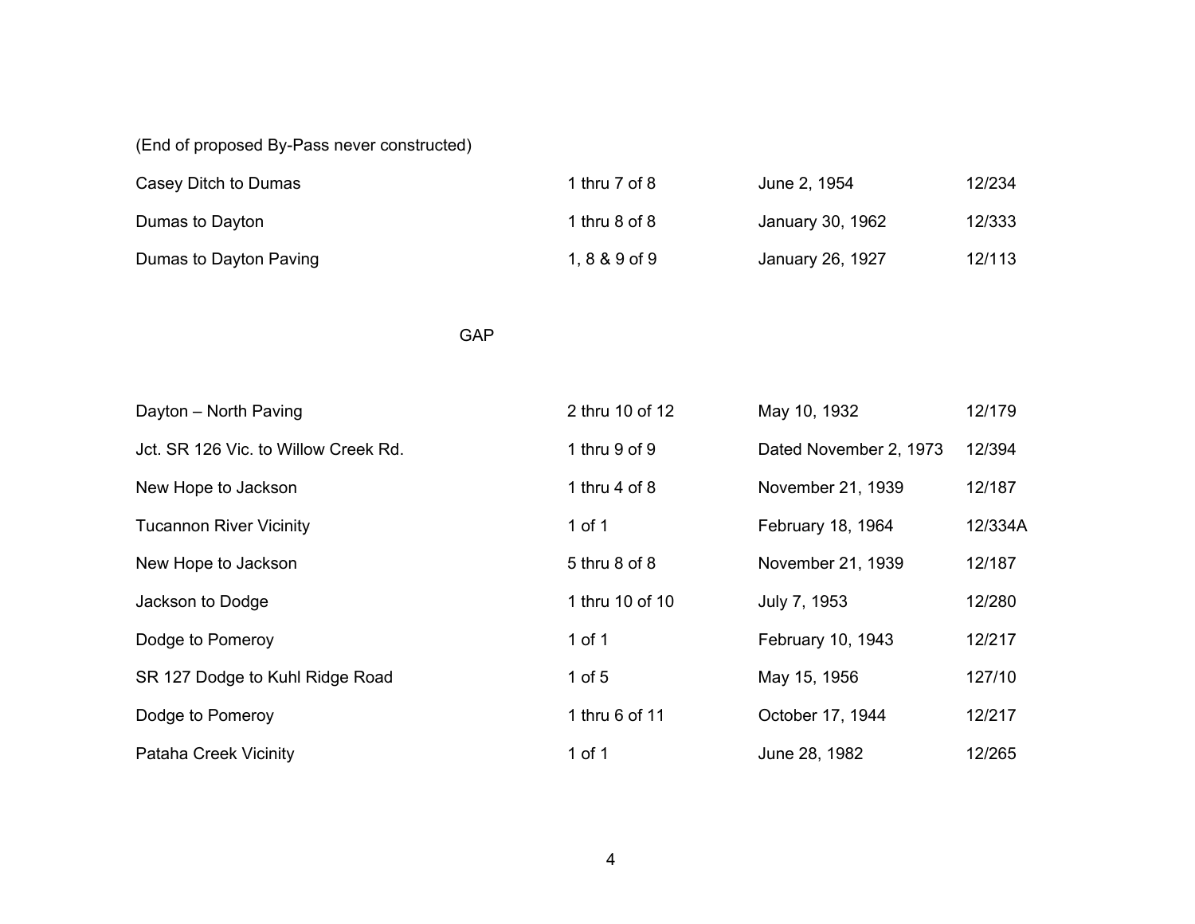(End of proposed By-Pass never constructed)

| | | | |
|---|---|---|---|
| Casey Ditch to Dumas | 1 thru 7 of 8 | June 2, 1954 | 12/234 |
| Dumas to Dayton | 1 thru 8 of 8 | January 30, 1962 | 12/333 |
| Dumas to Dayton Paving | 1, 8 & 9 of 9 | January 26, 1927 | 12/113 |

GAP

| | | | |
|---|---|---|---|
| Dayton – North Paving | 2 thru 10 of 12 | May 10, 1932 | 12/179 |
| Jct. SR 126 Vic. to Willow Creek Rd. | 1 thru 9 of 9 | Dated November 2, 1973 | 12/394 |
| New Hope to Jackson | 1 thru 4 of 8 | November 21, 1939 | 12/187 |
| Tucannon River Vicinity | 1 of 1 | February 18, 1964 | 12/334A |
| New Hope to Jackson | 5 thru 8 of 8 | November 21, 1939 | 12/187 |
| Jackson to Dodge | 1 thru 10 of 10 | July 7, 1953 | 12/280 |
| Dodge to Pomeroy | 1 of 1 | February 10, 1943 | 12/217 |
| SR 127 Dodge to Kuhl Ridge Road | 1 of 5 | May 15, 1956 | 127/10 |
| Dodge to Pomeroy | 1 thru 6 of 11 | October 17, 1944 | 12/217 |
| Pataha Creek Vicinity | 1 of 1 | June 28, 1982 | 12/265 |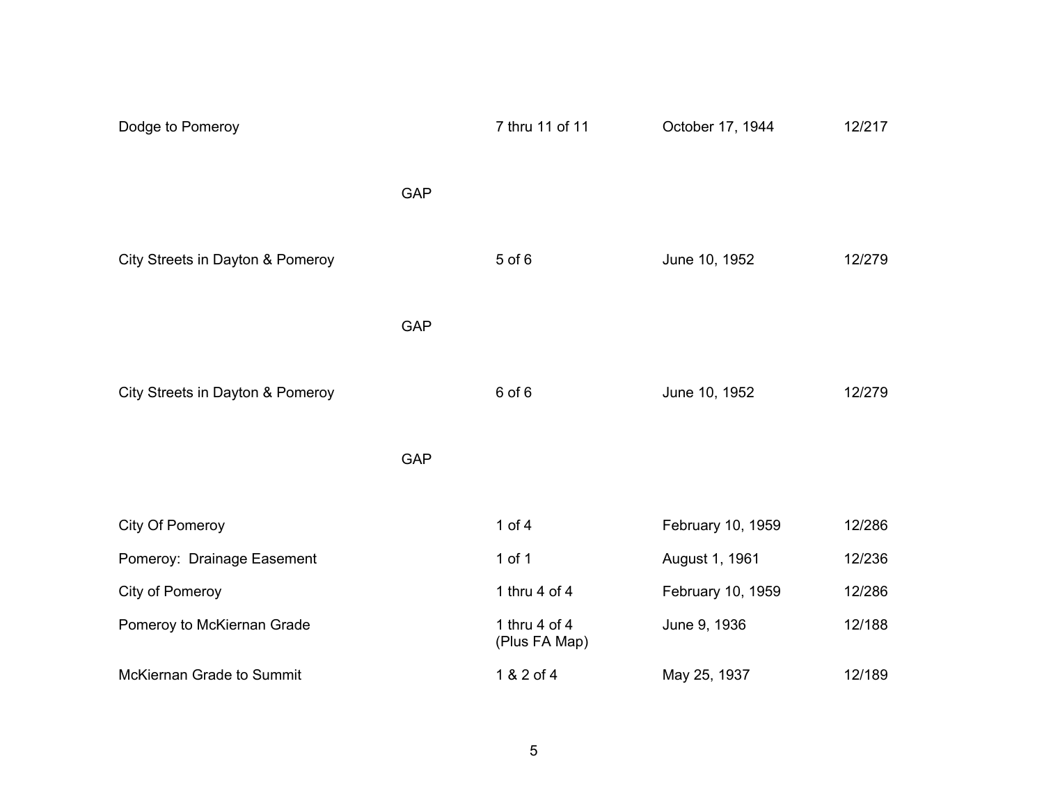| | | | |
|---|---|---|---|
| Dodge to Pomeroy | 7 thru 11 of 11 | October 17, 1944 | 12/217 |
| GAP | | | |
| City Streets in Dayton & Pomeroy | 5 of 6 | June 10, 1952 | 12/279 |
| GAP | | | |
| City Streets in Dayton & Pomeroy | 6 of 6 | June 10, 1952 | 12/279 |
| GAP | | | |
| City Of Pomeroy | 1 of 4 | February 10, 1959 | 12/286 |
| Pomeroy: Drainage Easement | 1 of 1 | August 1, 1961 | 12/236 |
| City of Pomeroy | 1 thru 4 of 4 | February 10, 1959 | 12/286 |
| Pomeroy to McKiernan Grade | 1 thru 4 of 4 (Plus FA Map) | June 9, 1936 | 12/188 |
| McKiernan Grade to Summit | 1 & 2 of 4 | May 25, 1937 | 12/189 |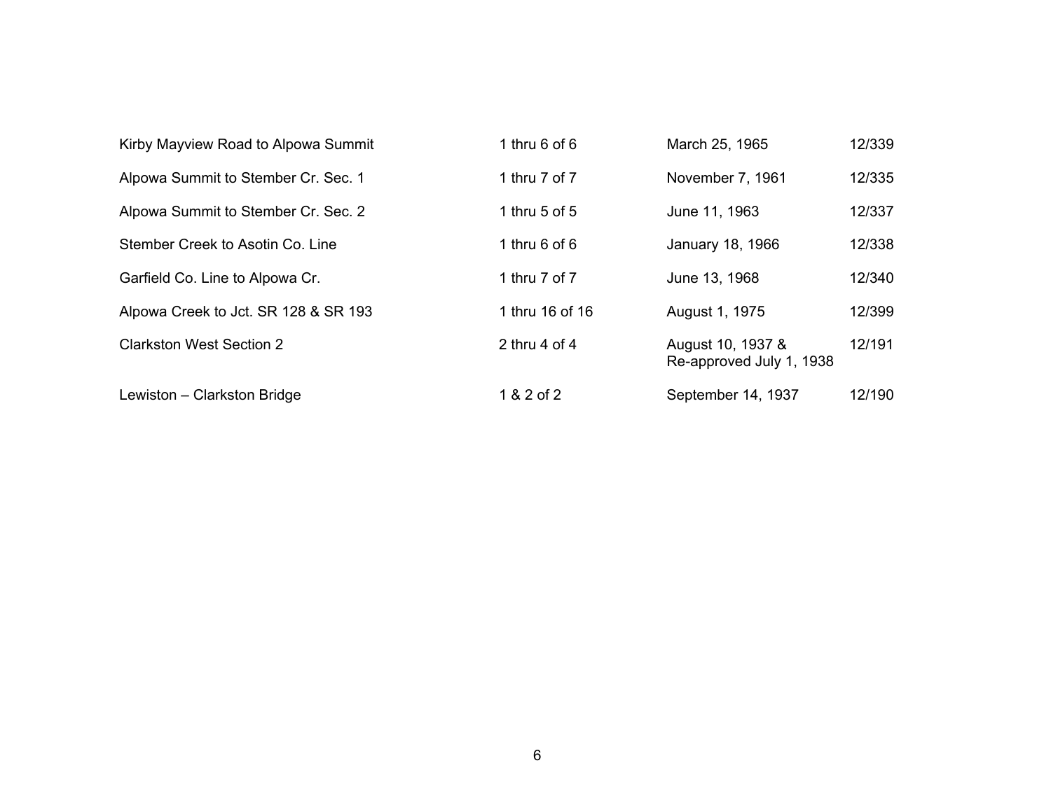| | | | |
|---|---|---|---|
| Kirby Mayview Road to Alpowa Summit | 1 thru 6 of 6 | March 25, 1965 | 12/339 |
| Alpowa Summit to Stember Cr. Sec. 1 | 1 thru 7 of 7 | November 7, 1961 | 12/335 |
| Alpowa Summit to Stember Cr. Sec. 2 | 1 thru 5 of 5 | June 11, 1963 | 12/337 |
| Stember Creek to Asotin Co. Line | 1 thru 6 of 6 | January 18, 1966 | 12/338 |
| Garfield Co. Line to Alpowa Cr. | 1 thru 7 of 7 | June 13, 1968 | 12/340 |
| Alpowa Creek to Jct. SR 128 & SR 193 | 1 thru 16 of 16 | August 1, 1975 | 12/399 |
| Clarkston West Section 2 | 2 thru 4 of 4 | August 10, 1937 & Re-approved July 1, 1938 | 12/191 |
| Lewiston – Clarkston Bridge | 1 & 2 of 2 | September 14, 1937 | 12/190 |